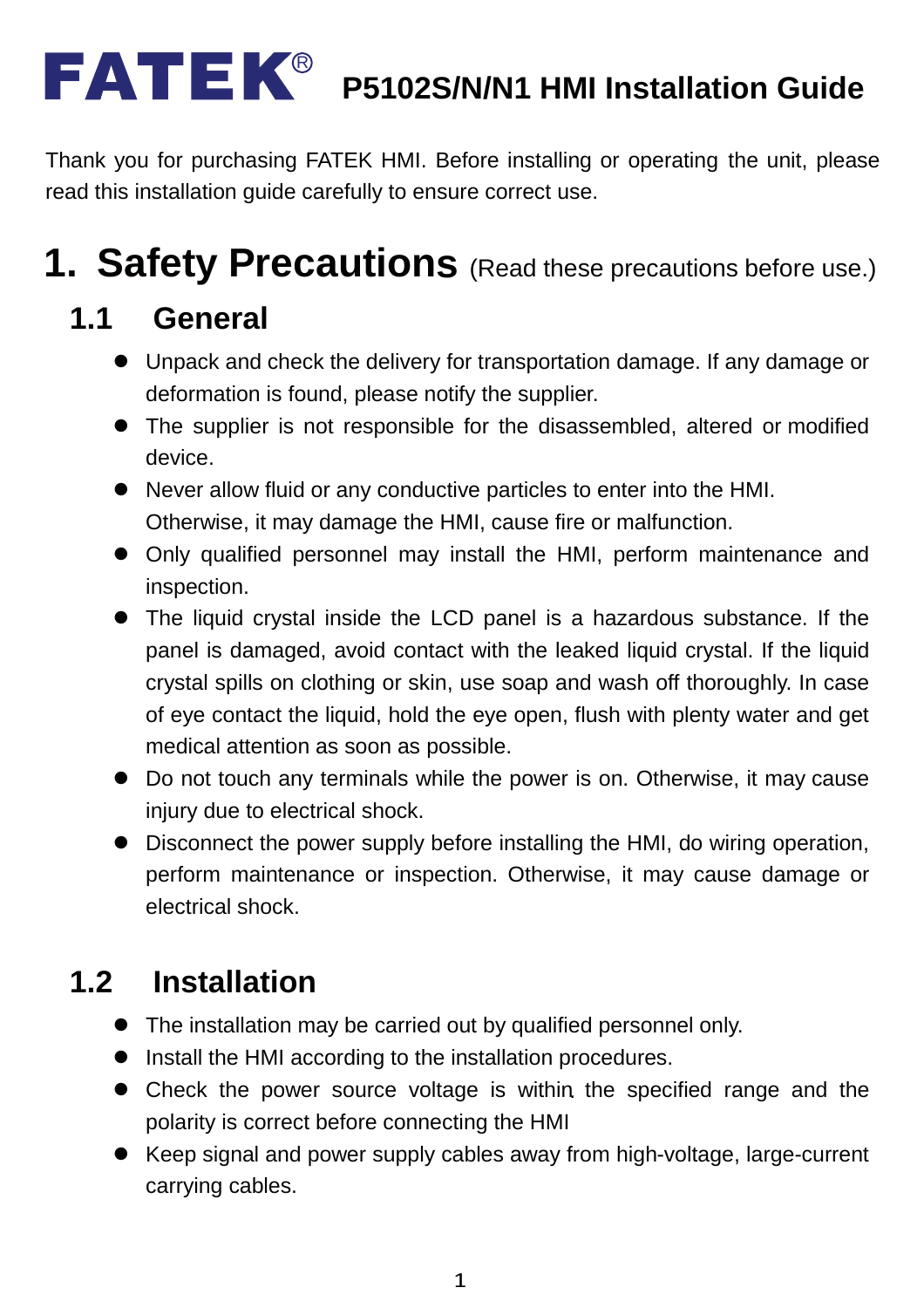# FATEK® P5102S/N/N1 HMI Installation Guide

Thank you for purchasing FATEK HMI. Before installing or operating the unit, please read this installation guide carefully to ensure correct use.

## 1. Safety Precautions (Read these precautions before use.)

### 1.1 General

- Unpack and check the delivery for transportation damage. If any damage or deformation is found, please notify the supplier.
- The supplier is not responsible for the disassembled, altered or modified device.
- Never allow fluid or any conductive particles to enter into the HMI. Otherwise, it may damage the HMI, cause fire or malfunction.
- Only qualified personnel may install the HMI, perform maintenance and inspection.
- The liquid crystal inside the LCD panel is a hazardous substance. If the panel is damaged, avoid contact with the leaked liquid crystal. If the liquid crystal spills on clothing or skin, use soap and wash off thoroughly. In case of eye contact the liquid, hold the eye open, flush with plenty water and get medical attention as soon as possible.
- Do not touch any terminals while the power is on. Otherwise, it may cause injury due to electrical shock.
- Disconnect the power supply before installing the HMI, do wiring operation, perform maintenance or inspection. Otherwise, it may cause damage or electrical shock.

### 1.2 Installation

- The installation may be carried out by qualified personnel only.
- Install the HMI according to the installation procedures.
- Check the power source voltage is within the specified range and the polarity is correct before connecting the HMI
- Keep signal and power supply cables away from high-voltage, large-current carrying cables.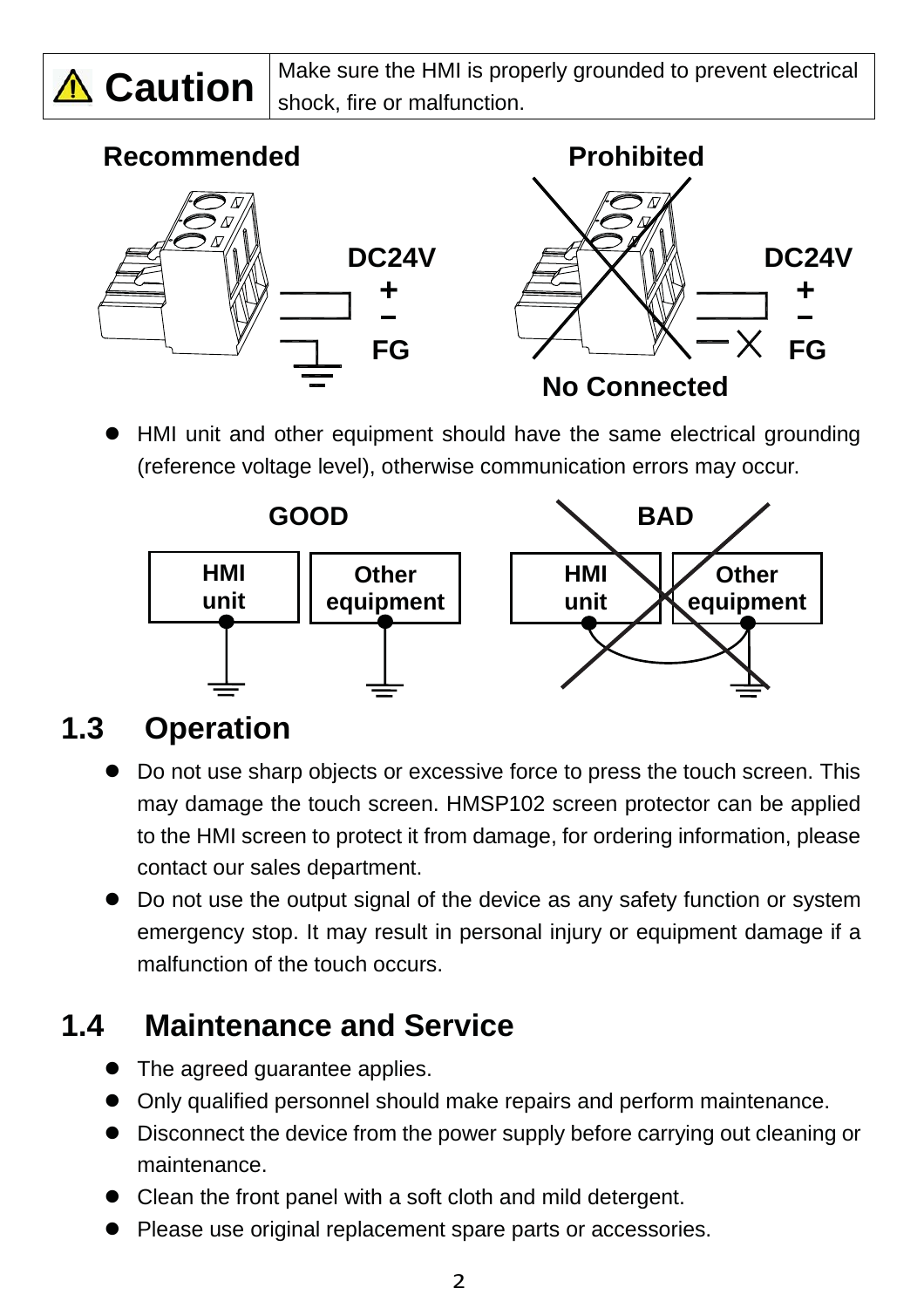| ⚠ Caution | Make sure the HMI is properly grounded to prevent electrical shock, fire or malfunction. |
| --- | --- |

**Recommended** **Prohibited**

DC24V + – FG    DC24V + – FG

No Connected

- HMI unit and other equipment should have the same electrical grounding (reference voltage level), otherwise communication errors may occur.

**GOOD** **BAD**

HMI unit    Other equipment    HMI unit    Other equipment

## 1.3 Operation

- Do not use sharp objects or excessive force to press the touch screen. This may damage the touch screen. HMSP102 screen protector can be applied to the HMI screen to protect it from damage, for ordering information, please contact our sales department.
- Do not use the output signal of the device as any safety function or system emergency stop. It may result in personal injury or equipment damage if a malfunction of the touch occurs.

## 1.4 Maintenance and Service

- The agreed guarantee applies.
- Only qualified personnel should make repairs and perform maintenance.
- Disconnect the device from the power supply before carrying out cleaning or maintenance.
- Clean the front panel with a soft cloth and mild detergent.
- Please use original replacement spare parts or accessories.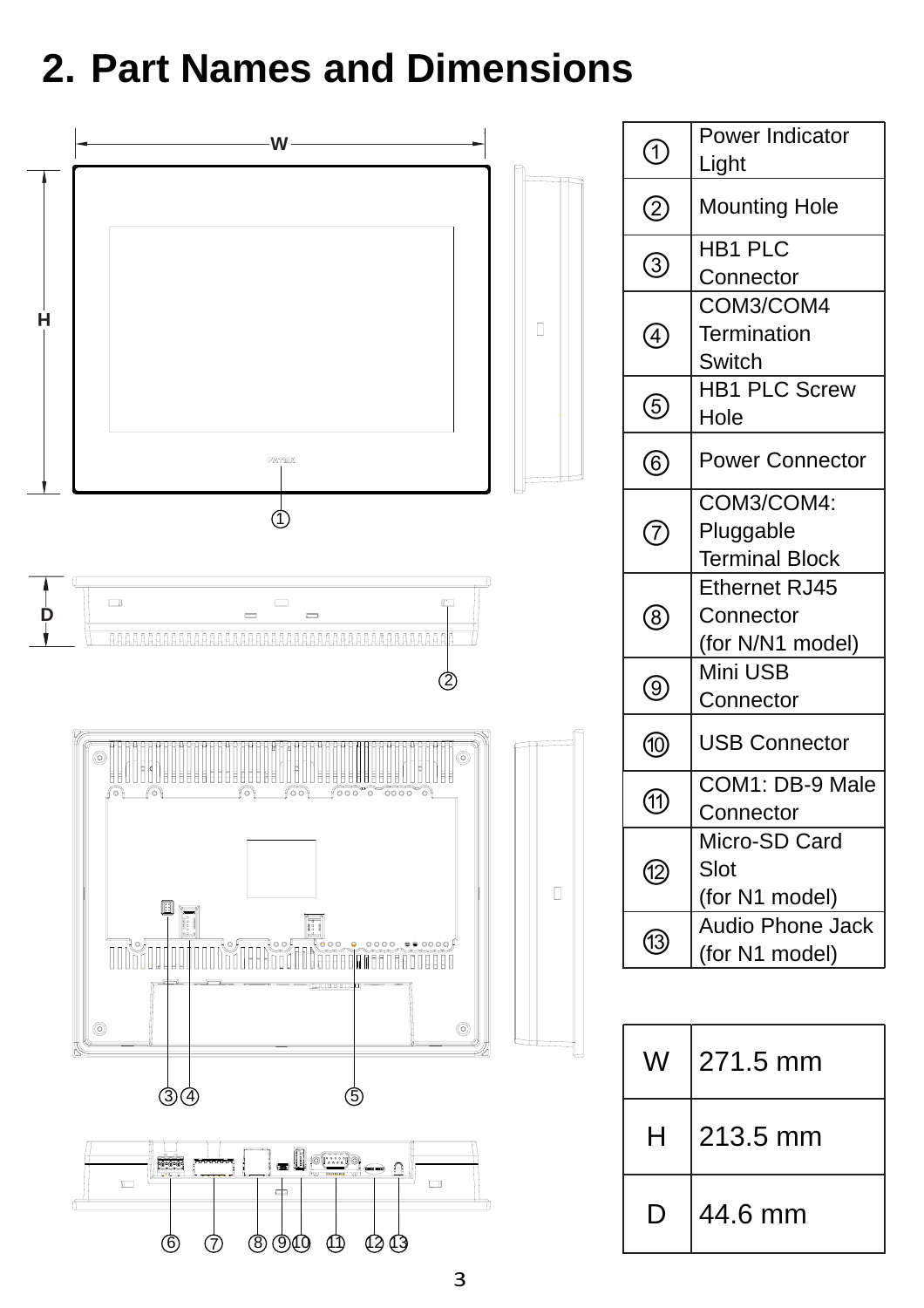# 2. Part Names and Dimensions

| | |
|---|---|
| ① | Power Indicator Light |
| ② | Mounting Hole |
| ③ | HB1 PLC Connector |
| ④ | COM3/COM4 Termination Switch |
| ⑤ | HB1 PLC Screw Hole |
| ⑥ | Power Connector |
| ⑦ | COM3/COM4: Pluggable Terminal Block |
| ⑧ | Ethernet RJ45 Connector (for N/N1 model) |
| ⑨ | Mini USB Connector |
| ⑩ | USB Connector |
| ⑪ | COM1: DB-9 Male Connector |
| ⑫ | Micro-SD Card Slot (for N1 model) |
| ⑬ | Audio Phone Jack (for N1 model) |

| | |
|---|---|
| W | 271.5 mm |
| H | 213.5 mm |
| D | 44.6 mm |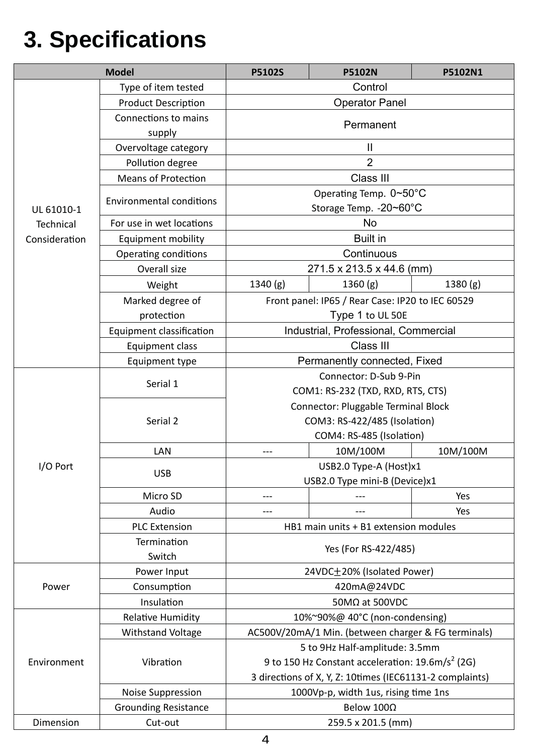# 3. Specifications

| Model | | P5102S | P5102N | P5102N1 |
|---|---|---|---|---|
| UL 61010-1 Technical Consideration | Type of item tested | Control | | |
| | Product Description | Operator Panel | | |
| | Connections to mains supply | Permanent | | |
| | Overvoltage category | II | | |
| | Pollution degree | 2 | | |
| | Means of Protection | Class III | | |
| | Environmental conditions | Operating Temp. 0~50°C<br>Storage Temp. -20~60°C | | |
| | For use in wet locations | No | | |
| | Equipment mobility | Built in | | |
| | Operating conditions | Continuous | | |
| | Overall size | 271.5 x 213.5 x 44.6 (mm) | | |
| | Weight | 1340 (g) | 1360 (g) | 1380 (g) |
| | Marked degree of protection | Front panel: IP65 / Rear Case: IP20 to IEC 60529<br>Type 1 to UL 50E | | |
| | Equipment classification | Industrial, Professional, Commercial | | |
| | Equipment class | Class III | | |
| | Equipment type | Permanently connected, Fixed | | |
| I/O Port | Serial 1 | Connector: D-Sub 9-Pin<br>COM1: RS-232 (TXD, RXD, RTS, CTS) | | |
| | Serial 2 | Connector: Pluggable Terminal Block<br>COM3: RS-422/485 (Isolation)<br>COM4: RS-485 (Isolation) | | |
| | LAN | --- | 10M/100M | 10M/100M |
| | USB | USB2.0 Type-A (Host)x1<br>USB2.0 Type mini-B (Device)x1 | | |
| | Micro SD | --- | --- | Yes |
| | Audio | --- | --- | Yes |
| | PLC Extension | HB1 main units + B1 extension modules | | |
| | Termination Switch | Yes (For RS-422/485) | | |
| Power | Power Input | 24VDC±20% (Isolated Power) | | |
| | Consumption | 420mA@24VDC | | |
| | Insulation | 50MΩ at 500VDC | | |
| Environment | Relative Humidity | 10%~90%@ 40°C (non-condensing) | | |
| | Withstand Voltage | AC500V/20mA/1 Min. (between charger & FG terminals) | | |
| | Vibration | 5 to 9Hz Half-amplitude: 3.5mm<br>9 to 150 Hz Constant acceleration: 19.6m/$s^2$ (2G)<br>3 directions of X, Y, Z: 10times (IEC61131-2 complaints) | | |
| | Noise Suppression | 1000Vp-p, width 1us, rising time 1ns | | |
| | Grounding Resistance | Below 100Ω | | |
| Dimension | Cut-out | 259.5 x 201.5 (mm) | | |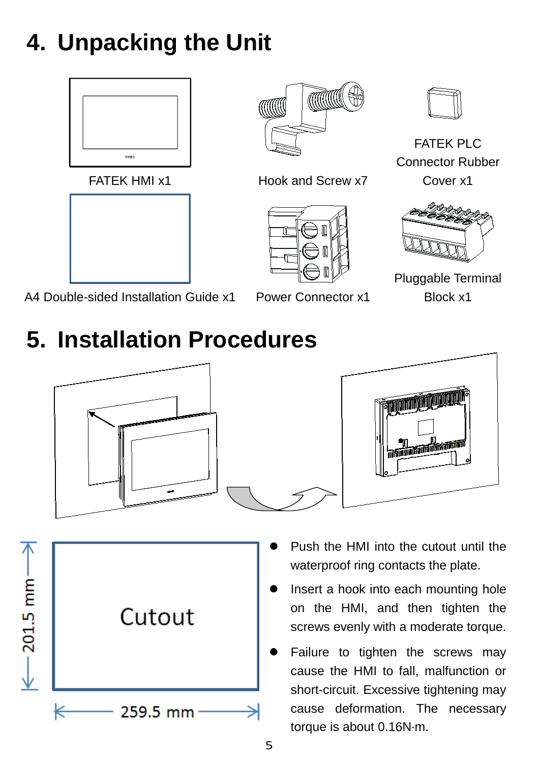# 4. Unpacking the Unit

FATEK HMI x1

Hook and Screw x7

FATEK PLC Connector Rubber Cover x1

A4 Double-sided Installation Guide x1

Power Connector x1

Pluggable Terminal Block x1

# 5. Installation Procedures

Cutout

201.5 mm

259.5 mm

- Push the HMI into the cutout until the waterproof ring contacts the plate.
- Insert a hook into each mounting hole on the HMI, and then tighten the screws evenly with a moderate torque.
- Failure to tighten the screws may cause the HMI to fall, malfunction or short-circuit. Excessive tightening may cause deformation. The necessary torque is about 0.16N·m.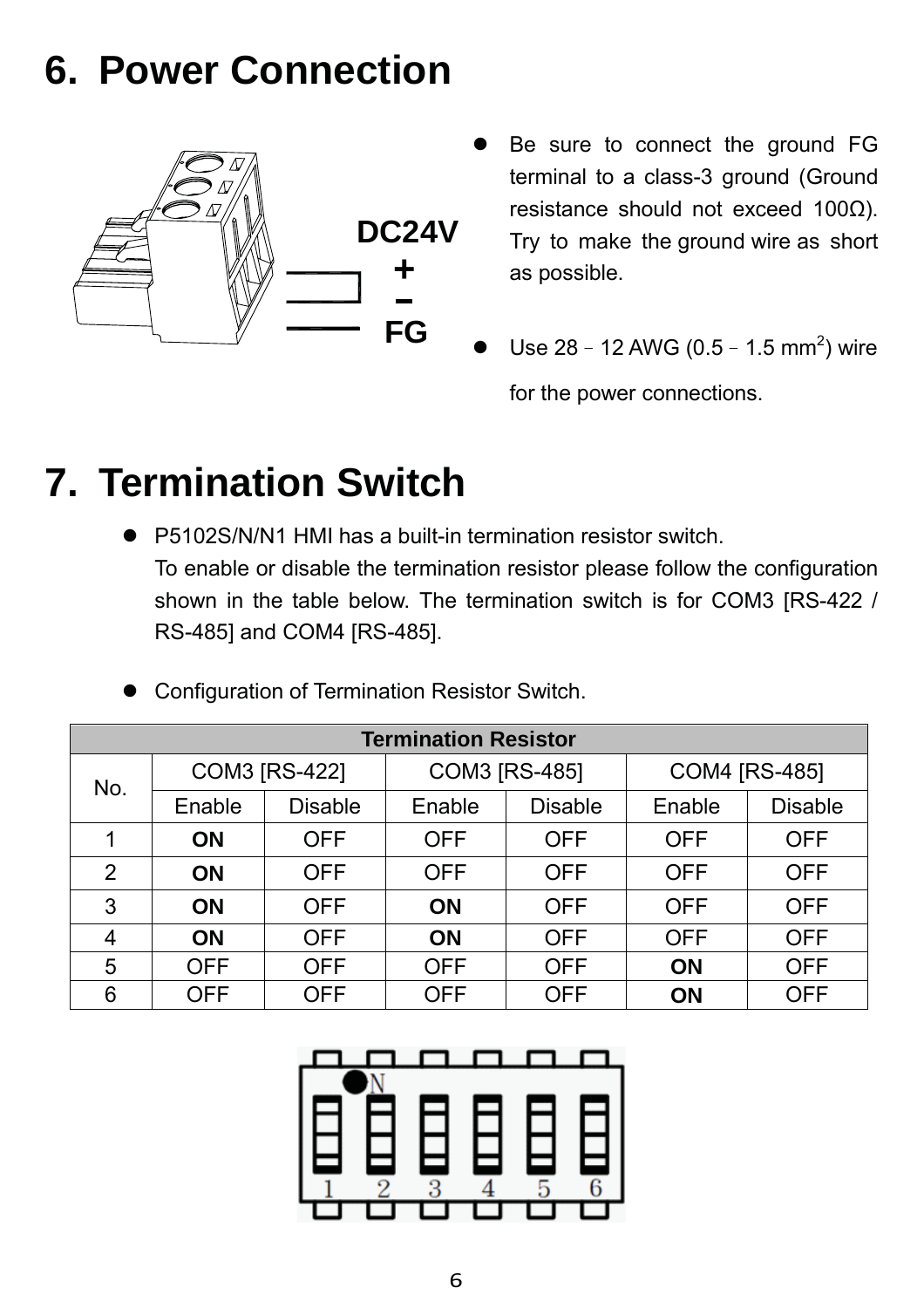# 6. Power Connection

DC24V
+
–
FG

- Be sure to connect the ground FG terminal to a class-3 ground (Ground resistance should not exceed 100Ω). Try to make the ground wire as short as possible.
- Use 28 – 12 AWG (0.5 – 1.5 mm$^2$) wire for the power connections.

# 7. Termination Switch

- P5102S/N/N1 HMI has a built-in termination resistor switch.
  To enable or disable the termination resistor please follow the configuration shown in the table below. The termination switch is for COM3 [RS-422 / RS-485] and COM4 [RS-485].
- Configuration of Termination Resistor Switch.

| Termination Resistor | | | | | | |
|---|---|---|---|---|---|---|
| No. | COM3 [RS-422] | | COM3 [RS-485] | | COM4 [RS-485] | |
| | Enable | Disable | Enable | Disable | Enable | Disable |
| 1 | **ON** | OFF | OFF | OFF | OFF | OFF |
| 2 | **ON** | OFF | OFF | OFF | OFF | OFF |
| 3 | **ON** | OFF | **ON** | OFF | OFF | OFF |
| 4 | **ON** | OFF | **ON** | OFF | OFF | OFF |
| 5 | OFF | OFF | OFF | OFF | **ON** | OFF |
| 6 | OFF | OFF | OFF | OFF | **ON** | OFF |

ON
1 2 3 4 5 6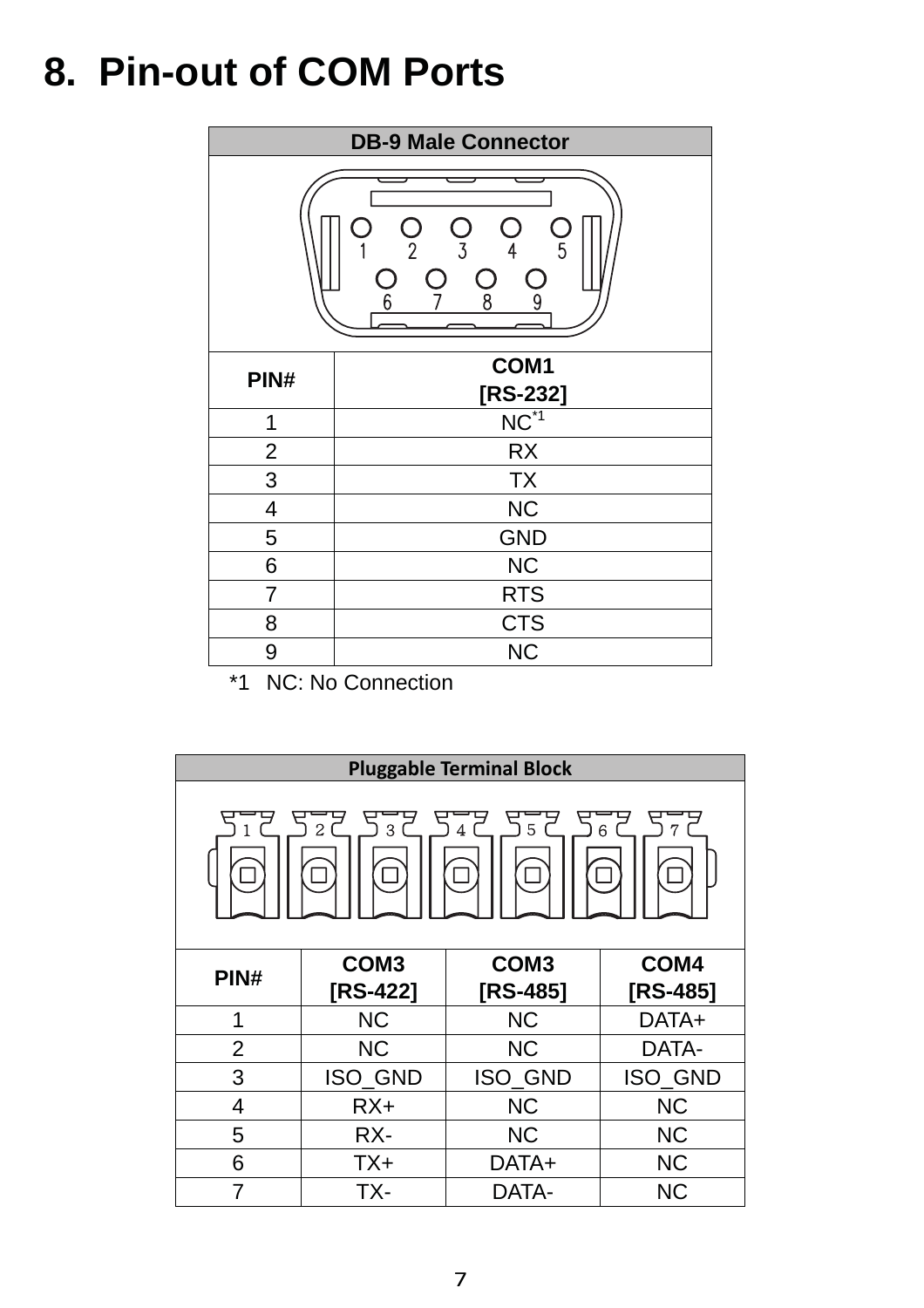# 8. Pin-out of COM Ports

| DB-9 Male Connector | |
|---|---|
| PIN# | COM1 [RS-232] |
| 1 | NC*1 |
| 2 | RX |
| 3 | TX |
| 4 | NC |
| 5 | GND |
| 6 | NC |
| 7 | RTS |
| 8 | CTS |
| 9 | NC |

*1 NC: No Connection

| Pluggable Terminal Block | | | |
|---|---|---|---|
| PIN# | COM3 [RS-422] | COM3 [RS-485] | COM4 [RS-485] |
| 1 | NC | NC | DATA+ |
| 2 | NC | NC | DATA- |
| 3 | ISO_GND | ISO_GND | ISO_GND |
| 4 | RX+ | NC | NC |
| 5 | RX- | NC | NC |
| 6 | TX+ | DATA+ | NC |
| 7 | TX- | DATA- | NC |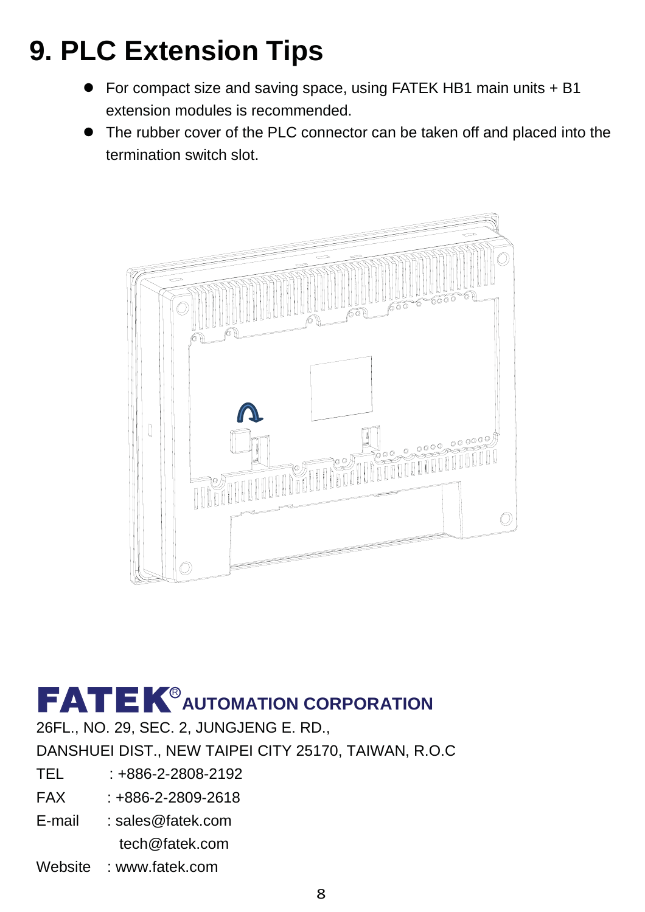# 9. PLC Extension Tips

- For compact size and saving space, using FATEK HB1 main units + B1 extension modules is recommended.
- The rubber cover of the PLC connector can be taken off and placed into the termination switch slot.

**FATEK® AUTOMATION CORPORATION**

26FL., NO. 29, SEC. 2, JUNGJENG E. RD.,
DANSHUEI DIST., NEW TAIPEI CITY 25170, TAIWAN, R.O.C

TEL : +886-2-2808-2192

FAX : +886-2-2809-2618

E-mail : sales@fatek.com
tech@fatek.com

Website : www.fatek.com